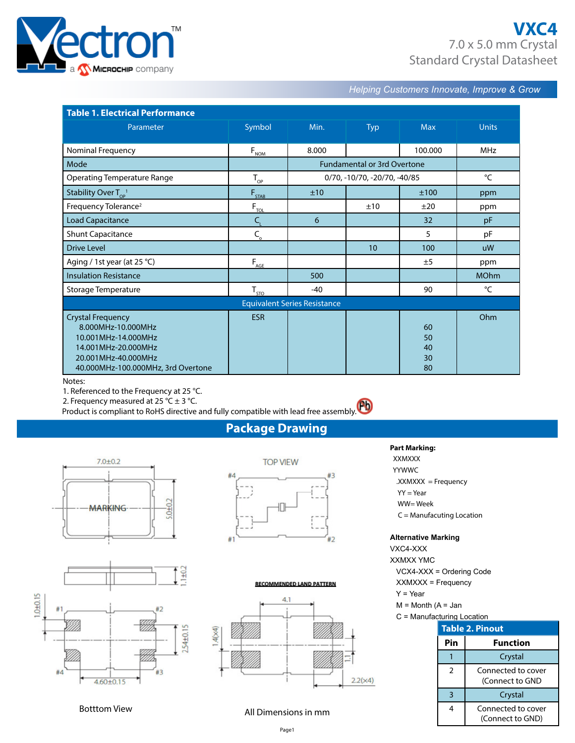# VXC4

7.0 x 5.0 mm Crystal
Standard Crystal Datasheet

*Helping Customers Innovate, Improve & Grow*

**Table 1. Electrical Performance**

| Parameter | Symbol | Min. | Typ | Max | Units |
|---|---|---|---|---|---|
| Nominal Frequency | $F_{NOM}$ | 8.000 | | 100.000 | MHz |
| Mode | | Fundamental or 3rd Overtone | | | |
| Operating Temperature Range | $T_{OP}$ | 0/70, -10/70, -20/70, -40/85 | | | °C |
| Stability Over $T_{OP}$ [1] | $F_{STAB}$ | ±10 | | ±100 | ppm |
| Frequency Tolerance[2] | $F_{TOL}$ | | ±10 | ±20 | ppm |
| Load Capacitance | $C_L$ | 6 | | 32 | pF |
| Shunt Capacitance | $C_o$ | | | 5 | pF |
| Drive Level | | | 10 | 100 | uW |
| Aging / 1st year (at 25 °C) | $F_{AGE}$ | | | ±5 | ppm |
| Insulation Resistance | | 500 | | | MOhm |
| Storage Temperature | $T_{STO}$ | -40 | | 90 | °C |
| **Equivalent Series Resistance** | | | | | |
| Crystal Frequency | ESR | | | | Ohm |
| 8.000MHz-10.000MHz | | | | 60 | |
| 10.001MHz-14.000MHz | | | | 50 | |
| 14.001MHz-20.000MHz | | | | 40 | |
| 20.001MHz-40.000MHz | | | | 30 | |
| 40.000MHz-100.000MHz, 3rd Overtone | | | | 80 | |

Notes:
1. Referenced to the Frequency at 25 °C.
2. Frequency measured at 25 °C ± 3 °C.

Product is compliant to RoHS directive and fully compatible with lead free assembly.

## Package Drawing

7.0±0.2

5.0±0.2

MARKING

TOP VIEW

#4 #3 #1 #2

1.1±0.2

1.0±0.15

2.54±0.15

4.60±0.15

Botttom View

RECOMMENDED LAND PATTERN

4.1

1.4(x4)

1.1

2.2(x4)

All Dimensions in mm

**Part Marking:**

XXMXXX
YYWWC

.XXMXXX = Frequency
YY = Year
WW= Week
C = Manufacuting Location

**Alternative Marking**

VXC4-XXX
XXMXX YMC

VCX4-XXX = Ordering Code
XXMXXX = Frequency
Y = Year
M = Month (A = Jan
C = Manufacturing Location

**Table 2. Pinout**

| Pin | Function |
|---|---|
| 1 | Crystal |
| 2 | Connected to cover (Connect to GND) |
| 3 | Crystal |
| 4 | Connected to cover (Connect to GND) |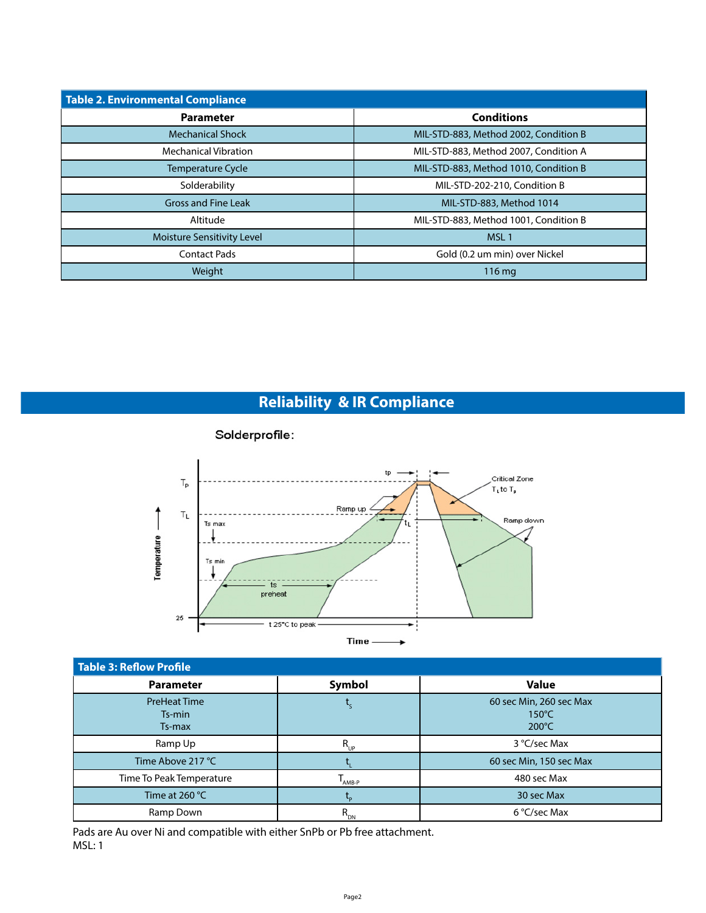**Table 2. Environmental Compliance**

| Parameter | Conditions |
|---|---|
| Mechanical Shock | MIL-STD-883, Method 2002, Condition B |
| Mechanical Vibration | MIL-STD-883, Method 2007, Condition A |
| Temperature Cycle | MIL-STD-883, Method 1010, Condition B |
| Solderability | MIL-STD-202-210, Condition B |
| Gross and Fine Leak | MIL-STD-883, Method 1014 |
| Altitude | MIL-STD-883, Method 1001, Condition B |
| Moisture Sensitivity Level | MSL 1 |
| Contact Pads | Gold (0.2 um min) over Nickel |
| Weight | 116 mg |

## Reliability & IR Compliance

Solderprofile:

**Table 3: Reflow Profile**

| Parameter | Symbol | Value |
|---|---|---|
| PreHeat Time<br>Ts-min<br>Ts-max | $t_S$ | 60 sec Min, 260 sec Max<br>150°C<br>200°C |
| Ramp Up | $R_{UP}$ | 3 °C/sec Max |
| Time Above 217 °C | $t_L$ | 60 sec Min, 150 sec Max |
| Time To Peak Temperature | $T_{AMB-P}$ | 480 sec Max |
| Time at 260 °C | $t_P$ | 30 sec Max |
| Ramp Down | $R_{DN}$ | 6 °C/sec Max |

Pads are Au over Ni and compatible with either SnPb or Pb free attachment.
MSL: 1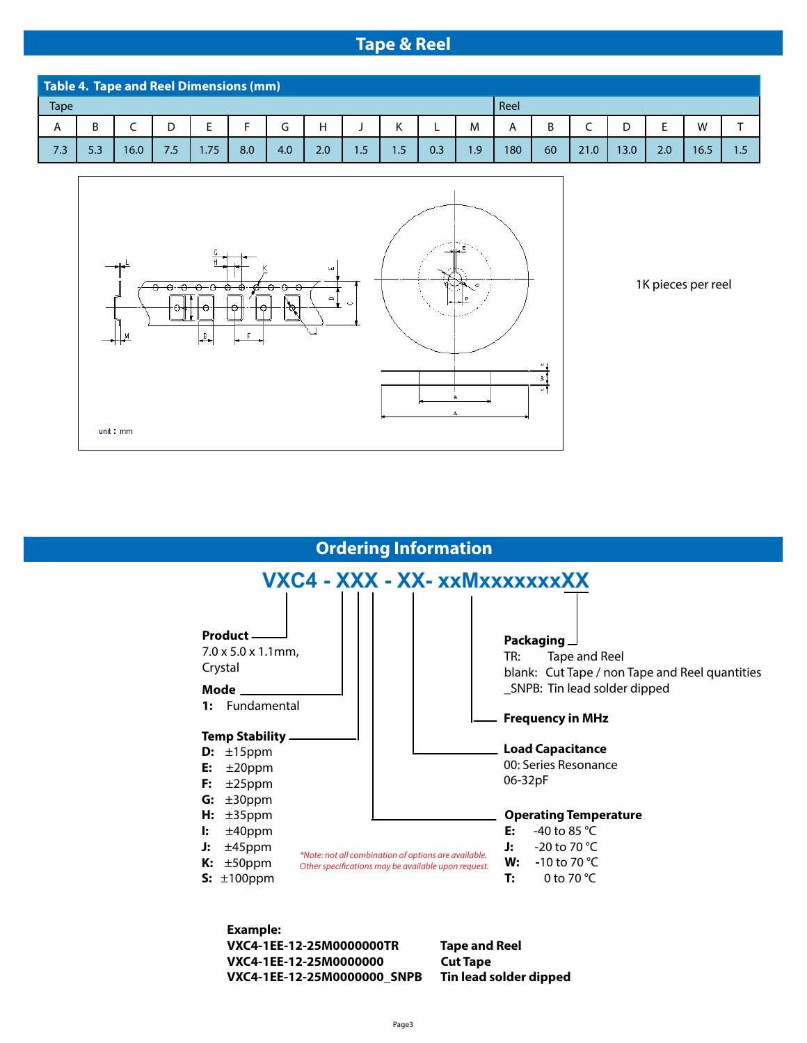## Tape & Reel

**Table 4. Tape and Reel Dimensions (mm)**

| Tape | | | | | | | | | | | | Reel | | | | | | |
|---|---|---|---|---|---|---|---|---|---|---|---|---|---|---|---|---|---|---|
| A | B | C | D | E | F | G | H | J | K | L | M | A | B | C | D | E | W | T |
| 7.3 | 5.3 | 16.0 | 7.5 | 1.75 | 8.0 | 4.0 | 2.0 | 1.5 | 1.5 | 0.3 | 1.9 | 180 | 60 | 21.0 | 13.0 | 2.0 | 16.5 | 1.5 |

unit : mm

1K pieces per reel

## Ordering Information

**VXC4 - XXX - XX- xxMxxxxxxxXX**

**Product**
7.0 x 5.0 x 1.1mm, Crystal

**Mode**
**1:** Fundamental

**Temp Stability**
- **D:** ±15ppm
- **E:** ±20ppm
- **F:** ±25ppm
- **G:** ±30ppm
- **H:** ±35ppm
- **I:** ±40ppm
- **J:** ±45ppm
- **K:** ±50ppm
- **S:** ±100ppm

**Packaging**
- TR: Tape and Reel
- blank: Cut Tape / non Tape and Reel quantities
- _SNPB: Tin lead solder dipped

**Frequency in MHz**

**Load Capacitance**
00: Series Resonance
06-32pF

**Operating Temperature**
- **E:** -40 to 85 °C
- **J:** -20 to 70 °C
- **W:** -10 to 70 °C
- **T:** 0 to 70 °C

*\*Note: not all combination of options are available. Other specifications may be available upon request.*

**Example:**

| | |
|---|---|
| **VXC4-1EE-12-25M0000000TR** | **Tape and Reel** |
| **VXC4-1EE-12-25M0000000** | **Cut Tape** |
| **VXC4-1EE-12-25M0000000_SNPB** | **Tin lead solder dipped** |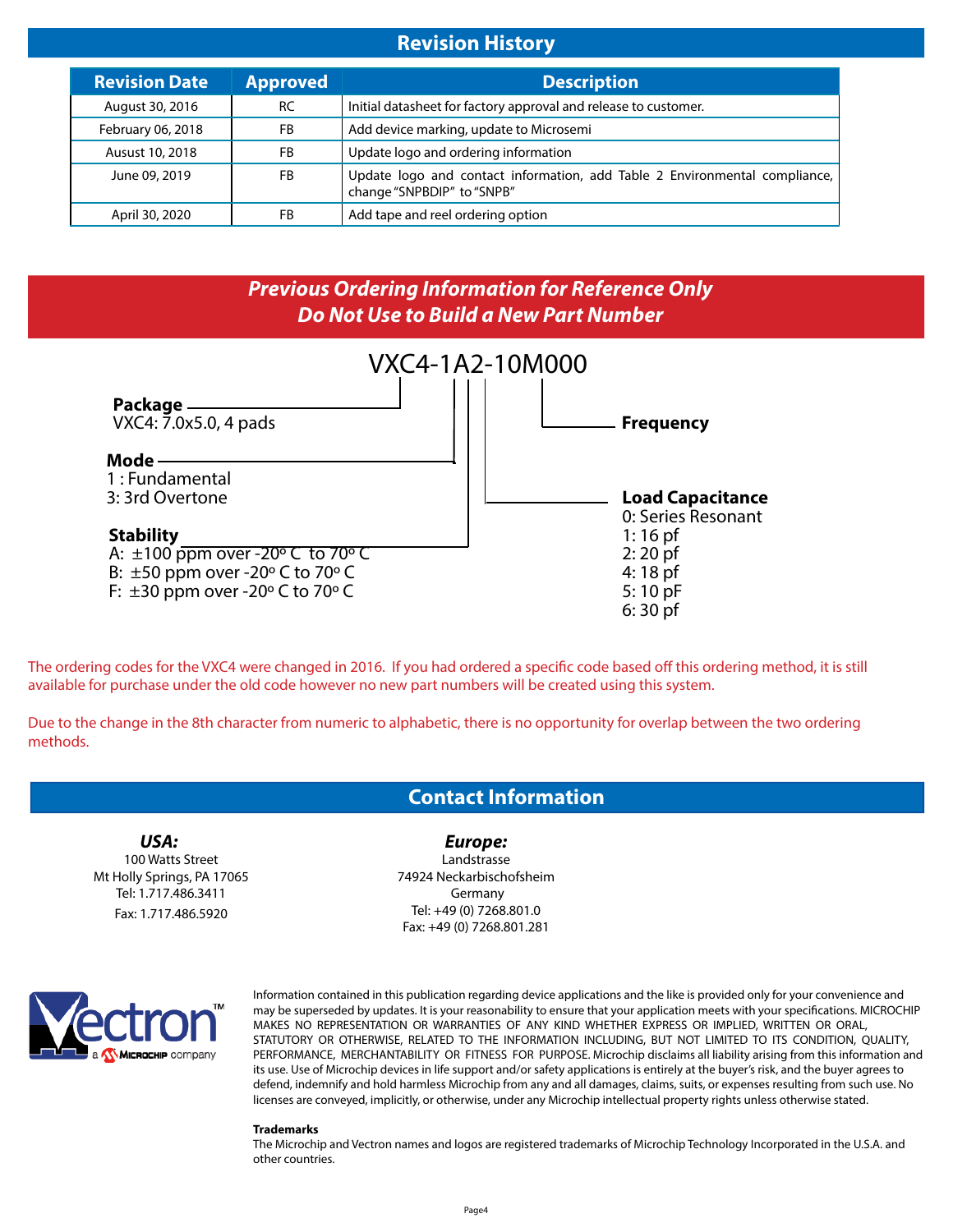## Revision History

| Revision Date | Approved | Description |
|---|---|---|
| August 30, 2016 | RC | Initial datasheet for factory approval and release to customer. |
| February 06, 2018 | FB | Add device marking, update to Microsemi |
| Ausust 10, 2018 | FB | Update logo and ordering information |
| June 09, 2019 | FB | Update logo and contact information, add Table 2 Environmental compliance, change "SNPBDIP" to "SNPB" |
| April 30, 2020 | FB | Add tape and reel ordering option |

## *Previous Ordering Information for Reference Only*
## *Do Not Use to Build a New Part Number*

VXC4-1A2-10M000

**Package**
VXC4: 7.0x5.0, 4 pads

**Mode**
1 : Fundamental
3: 3rd Overtone

**Stability**
A: ±100 ppm over -20º C to 70º C
B: ±50 ppm over -20º C to 70º C
F: ±30 ppm over -20º C to 70º C

**Frequency**

**Load Capacitance**
0: Series Resonant
1: 16 pf
2: 20 pf
4: 18 pf
5: 10 pF
6: 30 pf

The ordering codes for the VXC4 were changed in 2016. If you had ordered a specific code based off this ordering method, it is still available for purchase under the old code however no new part numbers will be created using this system.

Due to the change in the 8th character from numeric to alphabetic, there is no opportunity for overlap between the two ordering methods.

## Contact Information

***USA:***
100 Watts Street
Mt Holly Springs, PA 17065
Tel: 1.717.486.3411
Fax: 1.717.486.5920

***Europe:***
Landstrasse
74924 Neckarbischofsheim
Germany
Tel: +49 (0) 7268.801.0
Fax: +49 (0) 7268.801.281

Vectron™ a Microchip company

Information contained in this publication regarding device applications and the like is provided only for your convenience and may be superseded by updates. It is your reasonability to ensure that your application meets with your specifications. MICROCHIP MAKES NO REPRESENTATION OR WARRANTIES OF ANY KIND WHETHER EXPRESS OR IMPLIED, WRITTEN OR ORAL, STATUTORY OR OTHERWISE, RELATED TO THE INFORMATION INCLUDING, BUT NOT LIMITED TO ITS CONDITION, QUALITY, PERFORMANCE, MERCHANTABILITY OR FITNESS FOR PURPOSE. Microchip disclaims all liability arising from this information and its use. Use of Microchip devices in life support and/or safety applications is entirely at the buyer's risk, and the buyer agrees to defend, indemnify and hold harmless Microchip from any and all damages, claims, suits, or expenses resulting from such use. No licenses are conveyed, implicitly, or otherwise, under any Microchip intellectual property rights unless otherwise stated.

**Trademarks**
The Microchip and Vectron names and logos are registered trademarks of Microchip Technology Incorporated in the U.S.A. and other countries.